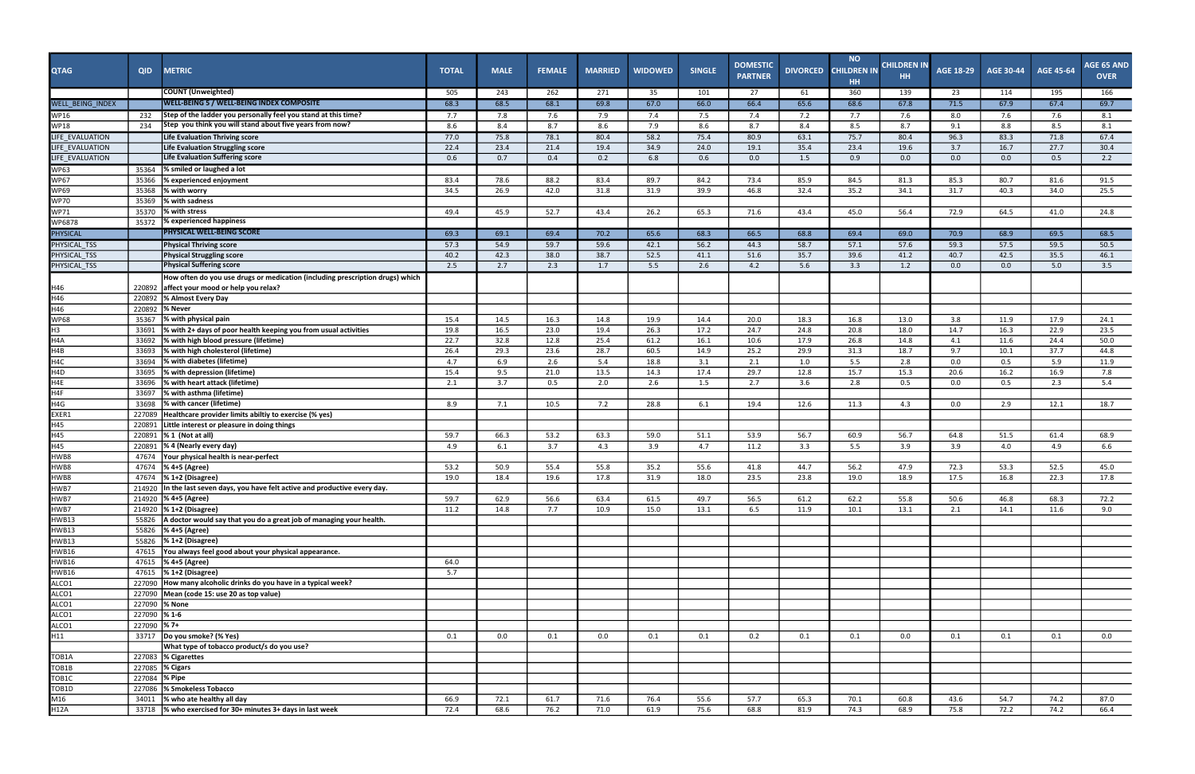| QTAG | QID | METRIC | TOTAL | MALE | FEMALE | MARRIED | WIDOWED | SINGLE | DOMESTIC PARTNER | DIVORCED | NO CHILDREN IN HH | CHILDREN IN HH | AGE 18-29 | AGE 30-44 | AGE 45-64 | AGE 65 AND OVER |
|---|---|---|---|---|---|---|---|---|---|---|---|---|---|---|---|---|
| | | COUNT (Unweighted) | 505 | 243 | 262 | 271 | 35 | 101 | 27 | 61 | 360 | 139 | 23 | 114 | 195 | 166 |
| WELL_BEING_INDEX | | WELL-BEING 5 / WELL-BEING INDEX COMPOSITE | 68.3 | 68.5 | 68.1 | 69.8 | 67.0 | 66.0 | 66.4 | 65.6 | 68.6 | 67.8 | 71.5 | 67.9 | 67.4 | 69.7 |
| WP16 | 232 | Step of the ladder you personally feel you stand at this time? | 7.7 | 7.8 | 7.6 | 7.9 | 7.4 | 7.5 | 7.4 | 7.2 | 7.7 | 7.6 | 8.0 | 7.6 | 7.6 | 8.1 |
| WP18 | 234 | Step you think you will stand about five years from now? | 8.6 | 8.4 | 8.7 | 8.6 | 7.9 | 8.6 | 8.7 | 8.4 | 8.5 | 8.7 | 9.1 | 8.8 | 8.5 | 8.1 |
| LIFE_EVALUATION | | Life Evaluation Thriving score | 77.0 | 75.8 | 78.1 | 80.4 | 58.2 | 75.4 | 80.9 | 63.1 | 75.7 | 80.4 | 96.3 | 83.3 | 71.8 | 67.4 |
| LIFE_EVALUATION | | Life Evaluation Struggling score | 22.4 | 23.4 | 21.4 | 19.4 | 34.9 | 24.0 | 19.1 | 35.4 | 23.4 | 19.6 | 3.7 | 16.7 | 27.7 | 30.4 |
| LIFE_EVALUATION | | Life Evaluation Suffering score | 0.6 | 0.7 | 0.4 | 0.2 | 6.8 | 0.6 | 0.0 | 1.5 | 0.9 | 0.0 | 0.0 | 0.0 | 0.5 | 2.2 |
| WP63 | 35364 | % smiled or laughed a lot | | | | | | | | | | | | | | |
| WP67 | 35366 | % experienced enjoyment | 83.4 | 78.6 | 88.2 | 83.4 | 89.7 | 84.2 | 73.4 | 85.9 | 84.5 | 81.3 | 85.3 | 80.7 | 81.6 | 91.5 |
| WP69 | 35368 | % with worry | 34.5 | 26.9 | 42.0 | 31.8 | 31.9 | 39.9 | 46.8 | 32.4 | 35.2 | 34.1 | 31.7 | 40.3 | 34.0 | 25.5 |
| WP70 | 35369 | % with sadness | | | | | | | | | | | | | | |
| WP71 | 35370 | % with stress | 49.4 | 45.9 | 52.7 | 43.4 | 26.2 | 65.3 | 71.6 | 43.4 | 45.0 | 56.4 | 72.9 | 64.5 | 41.0 | 24.8 |
| WP6878 | 35372 | % experienced happiness | | | | | | | | | | | | | | |
| PHYSICAL | | PHYSICAL WELL-BEING SCORE | 69.3 | 69.1 | 69.4 | 70.2 | 65.6 | 68.3 | 66.5 | 68.8 | 69.4 | 69.0 | 70.9 | 68.9 | 69.5 | 68.5 |
| PHYSICAL_TSS | | Physical Thriving score | 57.3 | 54.9 | 59.7 | 59.6 | 42.1 | 56.2 | 44.3 | 58.7 | 57.1 | 57.6 | 59.3 | 57.5 | 59.5 | 50.5 |
| PHYSICAL_TSS | | Physical Struggling score | 40.2 | 42.3 | 38.0 | 38.7 | 52.5 | 41.1 | 51.6 | 35.7 | 39.6 | 41.2 | 40.7 | 42.5 | 35.5 | 46.1 |
| PHYSICAL_TSS | | Physical Suffering score | 2.5 | 2.7 | 2.3 | 1.7 | 5.5 | 2.6 | 4.2 | 5.6 | 3.3 | 1.2 | 0.0 | 0.0 | 5.0 | 3.5 |
| H46 | 220892 | How often do you use drugs or medication (including prescription drugs) which affect your mood or help you relax? | | | | | | | | | | | | | | |
| H46 | 220892 | % Almost Every Day | | | | | | | | | | | | | | |
| H46 | 220892 | % Never | | | | | | | | | | | | | | |
| WP68 | 35367 | % with physical pain | 15.4 | 14.5 | 16.3 | 14.8 | 19.9 | 14.4 | 20.0 | 18.3 | 16.8 | 13.0 | 3.8 | 11.9 | 17.9 | 24.1 |
| H3 | 33691 | % with 2+ days of poor health keeping you from usual activities | 19.8 | 16.5 | 23.0 | 19.4 | 26.3 | 17.2 | 24.7 | 24.8 | 20.8 | 18.0 | 14.7 | 16.3 | 22.9 | 23.5 |
| H4A | 33692 | % with high blood pressure (lifetime) | 22.7 | 32.8 | 12.8 | 25.4 | 61.2 | 16.1 | 10.6 | 17.9 | 26.8 | 14.8 | 4.1 | 11.6 | 24.4 | 50.0 |
| H4B | 33693 | % with high cholesterol (lifetime) | 26.4 | 29.3 | 23.6 | 28.7 | 60.5 | 14.9 | 25.2 | 29.9 | 31.3 | 18.7 | 9.7 | 10.1 | 37.7 | 44.8 |
| H4C | 33694 | % with diabetes (lifetime) | 4.7 | 6.9 | 2.6 | 5.4 | 18.8 | 3.1 | 2.1 | 1.0 | 5.5 | 2.8 | 0.0 | 0.5 | 5.9 | 11.9 |
| H4D | 33695 | % with depression (lifetime) | 15.4 | 9.5 | 21.0 | 13.5 | 14.3 | 17.4 | 29.7 | 12.8 | 15.7 | 15.3 | 20.6 | 16.2 | 16.9 | 7.8 |
| H4E | 33696 | % with heart attack (lifetime) | 2.1 | 3.7 | 0.5 | 2.0 | 2.6 | 1.5 | 2.7 | 3.6 | 2.8 | 0.5 | 0.0 | 0.5 | 2.3 | 5.4 |
| H4F | 33697 | % with asthma (lifetime) | | | | | | | | | | | | | | |
| H4G | 33698 | % with cancer (lifetime) | 8.9 | 7.1 | 10.5 | 7.2 | 28.8 | 6.1 | 19.4 | 12.6 | 11.3 | 4.3 | 0.0 | 2.9 | 12.1 | 18.7 |
| EXER1 | 227089 | Healthcare provider limits abiltiy to exercise (% yes) | | | | | | | | | | | | | | |
| H45 | 220891 | Little interest or pleasure in doing things | | | | | | | | | | | | | | |
| H45 | 220891 | % 1 (Not at all) | 59.7 | 66.3 | 53.2 | 63.3 | 59.0 | 51.1 | 53.9 | 56.7 | 60.9 | 56.7 | 64.8 | 51.5 | 61.4 | 68.9 |
| H45 | 220891 | % 4 (Nearly every day) | 4.9 | 6.1 | 3.7 | 4.3 | 3.9 | 4.7 | 11.2 | 3.3 | 5.5 | 3.9 | 3.9 | 4.0 | 4.9 | 6.6 |
| HWB8 | 47674 | Your physical health is near-perfect | | | | | | | | | | | | | | |
| HWB8 | 47674 | % 4+5 (Agree) | 53.2 | 50.9 | 55.4 | 55.8 | 35.2 | 55.6 | 41.8 | 44.7 | 56.2 | 47.9 | 72.3 | 53.3 | 52.5 | 45.0 |
| HWB8 | 47674 | % 1+2 (Disagree) | 19.0 | 18.4 | 19.6 | 17.8 | 31.9 | 18.0 | 23.5 | 23.8 | 19.0 | 18.9 | 17.5 | 16.8 | 22.3 | 17.8 |
| HWB7 | 214920 | In the last seven days, you have felt active and productive every day. | | | | | | | | | | | | | | |
| HWB7 | 214920 | % 4+5 (Agree) | 59.7 | 62.9 | 56.6 | 63.4 | 61.5 | 49.7 | 56.5 | 61.2 | 62.2 | 55.8 | 50.6 | 46.8 | 68.3 | 72.2 |
| HWB7 | 214920 | % 1+2 (Disagree) | 11.2 | 14.8 | 7.7 | 10.9 | 15.0 | 13.1 | 6.5 | 11.9 | 10.1 | 13.1 | 2.1 | 14.1 | 11.6 | 9.0 |
| HWB13 | 55826 | A doctor would say that you do a great job of managing your health. | | | | | | | | | | | | | | |
| HWB13 | 55826 | % 4+5 (Agree) | | | | | | | | | | | | | | |
| HWB13 | 55826 | % 1+2 (Disagree) | | | | | | | | | | | | | | |
| HWB16 | 47615 | You always feel good about your physical appearance. | | | | | | | | | | | | | | |
| HWB16 | 47615 | % 4+5 (Agree) | 64.0 | | | | | | | | | | | | | |
| HWB16 | 47615 | % 1+2 (Disagree) | 5.7 | | | | | | | | | | | | | |
| ALCO1 | 227090 | How many alcoholic drinks do you have in a typical week? | | | | | | | | | | | | | | |
| ALCO1 | 227090 | Mean (code 15: use 20 as top value) | | | | | | | | | | | | | | |
| ALCO1 | 227090 | % None | | | | | | | | | | | | | | |
| ALCO1 | 227090 | % 1-6 | | | | | | | | | | | | | | |
| ALCO1 | 227090 | % 7+ | | | | | | | | | | | | | | |
| H11 | 33717 | Do you smoke? (% Yes) | 0.1 | 0.0 | 0.1 | 0.0 | 0.1 | 0.1 | 0.2 | 0.1 | 0.1 | 0.0 | 0.1 | 0.1 | 0.1 | 0.0 |
| | | What type of tobacco product/s do you use? | | | | | | | | | | | | | | |
| TOB1A | 227083 | % Cigarettes | | | | | | | | | | | | | | |
| TOB1B | 227085 | % Cigars | | | | | | | | | | | | | | |
| TOB1C | 227084 | % Pipe | | | | | | | | | | | | | | |
| TOB1D | 227086 | % Smokeless Tobacco | | | | | | | | | | | | | | |
| M16 | 34011 | % who ate healthy all day | 66.9 | 72.1 | 61.7 | 71.6 | 76.4 | 55.6 | 57.7 | 65.3 | 70.1 | 60.8 | 43.6 | 54.7 | 74.2 | 87.0 |
| H12A | 33718 | % who exercised for 30+ minutes 3+ days in last week | 72.4 | 68.6 | 76.2 | 71.0 | 61.9 | 75.6 | 68.8 | 81.9 | 74.3 | 68.9 | 75.8 | 72.2 | 74.2 | 66.4 |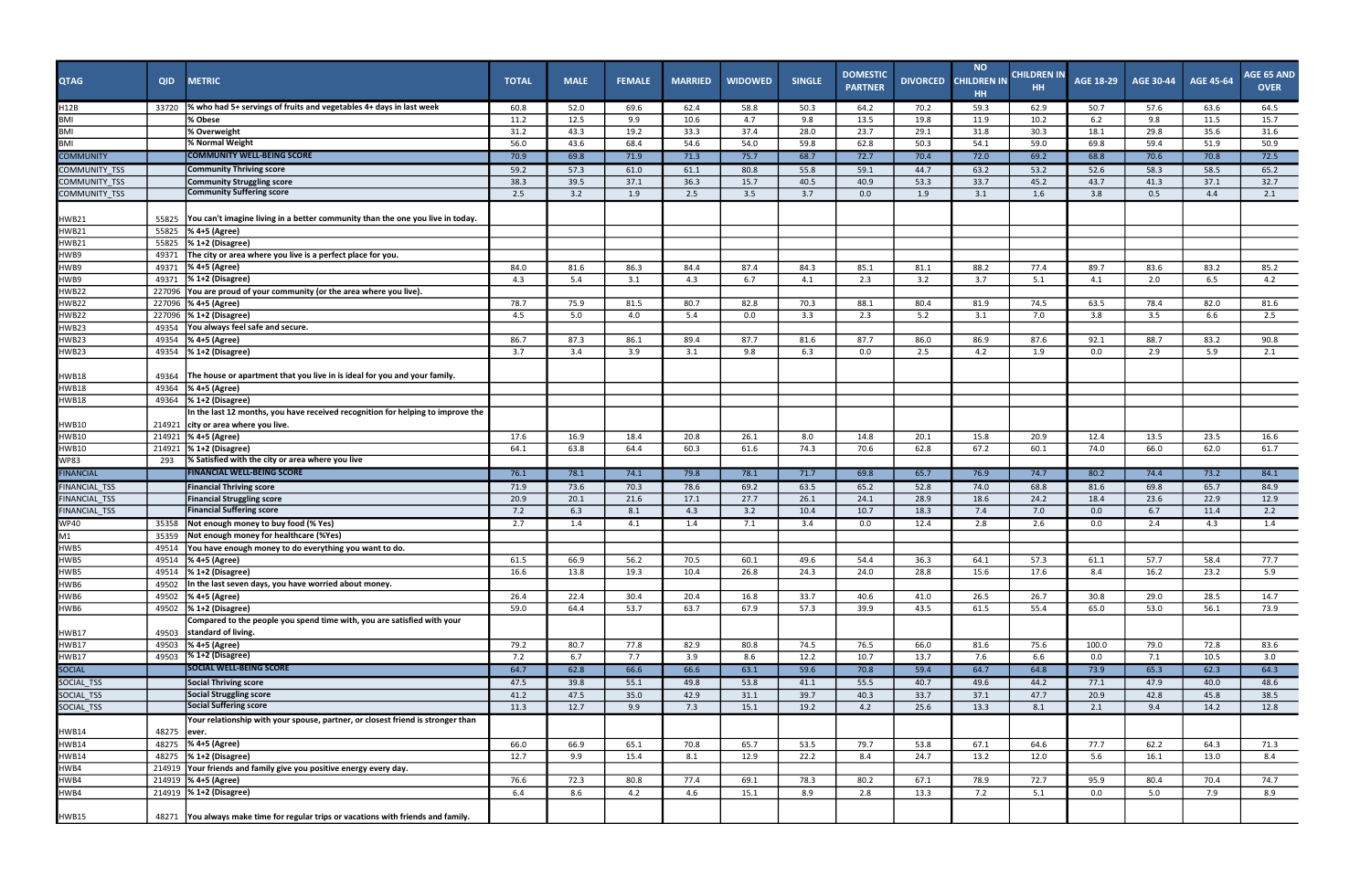| QTAG | QID | METRIC | TOTAL | MALE | FEMALE | MARRIED | WIDOWED | SINGLE | DOMESTIC PARTNER | DIVORCED | NO CHILDREN IN HH | CHILDREN IN HH | AGE 18-29 | AGE 30-44 | AGE 45-64 | AGE 65 AND OVER |
|---|---|---|---|---|---|---|---|---|---|---|---|---|---|---|---|---|
| H12B | 33720 | % who had 5+ servings of fruits and vegetables 4+ days in last week | 60.8 | 52.0 | 69.6 | 62.4 | 58.8 | 50.3 | 64.2 | 70.2 | 59.3 | 62.9 | 50.7 | 57.6 | 63.6 | 64.5 |
| BMI | | % Obese | 11.2 | 12.5 | 9.9 | 10.6 | 4.7 | 9.8 | 13.5 | 19.8 | 11.9 | 10.2 | 6.2 | 9.8 | 11.5 | 15.7 |
| BMI | | % Overweight | 31.2 | 43.3 | 19.2 | 33.3 | 37.4 | 28.0 | 23.7 | 29.1 | 31.8 | 30.3 | 18.1 | 29.8 | 35.6 | 31.6 |
| BMI | | % Normal Weight | 56.0 | 43.6 | 68.4 | 54.6 | 54.0 | 59.8 | 62.8 | 50.3 | 54.1 | 59.0 | 69.8 | 59.4 | 51.9 | 50.9 |
| COMMUNITY | | COMMUNITY WELL-BEING SCORE | 70.9 | 69.8 | 71.9 | 71.3 | 75.7 | 68.7 | 72.7 | 70.4 | 72.0 | 69.2 | 68.8 | 70.6 | 70.8 | 72.5 |
| COMMUNITY_TSS | | Community Thriving score | 59.2 | 57.3 | 61.0 | 61.1 | 80.8 | 55.8 | 59.1 | 44.7 | 63.2 | 53.2 | 52.6 | 58.3 | 58.5 | 65.2 |
| COMMUNITY_TSS | | Community Struggling score | 38.3 | 39.5 | 37.1 | 36.3 | 15.7 | 40.5 | 40.9 | 53.3 | 33.7 | 45.2 | 43.7 | 41.3 | 37.1 | 32.7 |
| COMMUNITY_TSS | | Community Suffering score | 2.5 | 3.2 | 1.9 | 2.5 | 3.5 | 3.7 | 0.0 | 1.9 | 3.1 | 1.6 | 3.8 | 0.5 | 4.4 | 2.1 |
| HWB21 | 55825 | You can't imagine living in a better community than the one you live in today. | | | | | | | | | | | | | | |
| HWB21 | 55825 | % 4+5 (Agree) | | | | | | | | | | | | | | |
| HWB21 | 55825 | % 1+2 (Disagree) | | | | | | | | | | | | | | |
| HWB9 | 49371 | The city or area where you live is a perfect place for you. | | | | | | | | | | | | | | |
| HWB9 | 49371 | % 4+5 (Agree) | 84.0 | 81.6 | 86.3 | 84.4 | 87.4 | 84.3 | 85.1 | 81.1 | 88.2 | 77.4 | 89.7 | 83.6 | 83.2 | 85.2 |
| HWB9 | 49371 | % 1+2 (Disagree) | 4.3 | 5.4 | 3.1 | 4.3 | 6.7 | 4.1 | 2.3 | 3.2 | 3.7 | 5.1 | 4.1 | 2.0 | 6.5 | 4.2 |
| HWB22 | 227096 | You are proud of your community (or the area where you live). | | | | | | | | | | | | | | |
| HWB22 | 227096 | % 4+5 (Agree) | 78.7 | 75.9 | 81.5 | 80.7 | 82.8 | 70.3 | 88.1 | 80.4 | 81.9 | 74.5 | 63.5 | 78.4 | 82.0 | 81.6 |
| HWB22 | 227096 | % 1+2 (Disagree) | 4.5 | 5.0 | 4.0 | 5.4 | 0.0 | 3.3 | 2.3 | 5.2 | 3.1 | 7.0 | 3.8 | 3.5 | 6.6 | 2.5 |
| HWB23 | 49354 | You always feel safe and secure. | | | | | | | | | | | | | | |
| HWB23 | 49354 | % 4+5 (Agree) | 86.7 | 87.3 | 86.1 | 89.4 | 87.7 | 81.6 | 87.7 | 86.0 | 86.9 | 87.6 | 92.1 | 88.7 | 83.2 | 90.8 |
| HWB23 | 49354 | % 1+2 (Disagree) | 3.7 | 3.4 | 3.9 | 3.1 | 9.8 | 6.3 | 0.0 | 2.5 | 4.2 | 1.9 | 0.0 | 2.9 | 5.9 | 2.1 |
| HWB18 | 49364 | The house or apartment that you live in is ideal for you and your family. | | | | | | | | | | | | | | |
| HWB18 | 49364 | % 4+5 (Agree) | | | | | | | | | | | | | | |
| HWB18 | 49364 | % 1+2 (Disagree) | | | | | | | | | | | | | | |
| HWB10 | 214921 | In the last 12 months, you have received recognition for helping to improve the city or area where you live. | | | | | | | | | | | | | | |
| HWB10 | 214921 | % 4+5 (Agree) | 17.6 | 16.9 | 18.4 | 20.8 | 26.1 | 8.0 | 14.8 | 20.1 | 15.8 | 20.9 | 12.4 | 13.5 | 23.5 | 16.6 |
| HWB10 | 214921 | % 1+2 (Disagree) | 64.1 | 63.8 | 64.4 | 60.3 | 61.6 | 74.3 | 70.6 | 62.8 | 67.2 | 60.1 | 74.0 | 66.0 | 62.0 | 61.7 |
| WP83 | 293 | % Satisfied with the city or area where you live | | | | | | | | | | | | | | |
| FINANCIAL | | FINANCIAL WELL-BEING SCORE | 76.1 | 78.1 | 74.1 | 79.8 | 78.1 | 71.7 | 69.8 | 65.7 | 76.9 | 74.7 | 80.2 | 74.4 | 73.2 | 84.1 |
| FINANCIAL_TSS | | Financial Thriving score | 71.9 | 73.6 | 70.3 | 78.6 | 69.2 | 63.5 | 65.2 | 52.8 | 74.0 | 68.8 | 81.6 | 69.8 | 65.7 | 84.9 |
| FINANCIAL_TSS | | Financial Struggling score | 20.9 | 20.1 | 21.6 | 17.1 | 27.7 | 26.1 | 24.1 | 28.9 | 18.6 | 24.2 | 18.4 | 23.6 | 22.9 | 12.9 |
| FINANCIAL_TSS | | Financial Suffering score | 7.2 | 6.3 | 8.1 | 4.3 | 3.2 | 10.4 | 10.7 | 18.3 | 7.4 | 7.0 | 0.0 | 6.7 | 11.4 | 2.2 |
| WP40 | 35358 | Not enough money to buy food (% Yes) | 2.7 | 1.4 | 4.1 | 1.4 | 7.1 | 3.4 | 0.0 | 12.4 | 2.8 | 2.6 | 0.0 | 2.4 | 4.3 | 1.4 |
| M1 | 35359 | Not enough money for healthcare (%Yes) | | | | | | | | | | | | | | |
| HWB5 | 49514 | You have enough money to do everything you want to do. | | | | | | | | | | | | | | |
| HWB5 | 49514 | % 4+5 (Agree) | 61.5 | 66.9 | 56.2 | 70.5 | 60.1 | 49.6 | 54.4 | 36.3 | 64.1 | 57.3 | 61.1 | 57.7 | 58.4 | 77.7 |
| HWB5 | 49514 | % 1+2 (Disagree) | 16.6 | 13.8 | 19.3 | 10.4 | 26.8 | 24.3 | 24.0 | 28.8 | 15.6 | 17.6 | 8.4 | 16.2 | 23.2 | 5.9 |
| HWB6 | 49502 | In the last seven days, you have worried about money. | | | | | | | | | | | | | | |
| HWB6 | 49502 | % 4+5 (Agree) | 26.4 | 22.4 | 30.4 | 20.4 | 16.8 | 33.7 | 40.6 | 41.0 | 26.5 | 26.7 | 30.8 | 29.0 | 28.5 | 14.7 |
| HWB6 | 49502 | % 1+2 (Disagree) | 59.0 | 64.4 | 53.7 | 63.7 | 67.9 | 57.3 | 39.9 | 43.5 | 61.5 | 55.4 | 65.0 | 53.0 | 56.1 | 73.9 |
| HWB17 | 49503 | Compared to the people you spend time with, you are satisfied with your standard of living. | | | | | | | | | | | | | | |
| HWB17 | 49503 | % 4+5 (Agree) | 79.2 | 80.7 | 77.8 | 82.9 | 80.8 | 74.5 | 76.5 | 66.0 | 81.6 | 75.6 | 100.0 | 79.0 | 72.8 | 83.6 |
| HWB17 | 49503 | % 1+2 (Disagree) | 7.2 | 6.7 | 7.7 | 3.9 | 8.6 | 12.2 | 10.7 | 13.7 | 7.6 | 6.6 | 0.0 | 7.1 | 10.5 | 3.0 |
| SOCIAL | | SOCIAL WELL-BEING SCORE | 64.7 | 62.8 | 66.6 | 66.6 | 63.1 | 59.6 | 70.8 | 59.4 | 64.7 | 64.8 | 73.9 | 65.3 | 62.3 | 64.3 |
| SOCIAL_TSS | | Social Thriving score | 47.5 | 39.8 | 55.1 | 49.8 | 53.8 | 41.1 | 55.5 | 40.7 | 49.6 | 44.2 | 77.1 | 47.9 | 40.0 | 48.6 |
| SOCIAL_TSS | | Social Struggling score | 41.2 | 47.5 | 35.0 | 42.9 | 31.1 | 39.7 | 40.3 | 33.7 | 37.1 | 47.7 | 20.9 | 42.8 | 45.8 | 38.5 |
| SOCIAL_TSS | | Social Suffering score | 11.3 | 12.7 | 9.9 | 7.3 | 15.1 | 19.2 | 4.2 | 25.6 | 13.3 | 8.1 | 2.1 | 9.4 | 14.2 | 12.8 |
| HWB14 | 48275 | Your relationship with your spouse, partner, or closest friend is stronger than ever. | | | | | | | | | | | | | | |
| HWB14 | 48275 | % 4+5 (Agree) | 66.0 | 66.9 | 65.1 | 70.8 | 65.7 | 53.5 | 79.7 | 53.8 | 67.1 | 64.6 | 77.7 | 62.2 | 64.3 | 71.3 |
| HWB14 | 48275 | % 1+2 (Disagree) | 12.7 | 9.9 | 15.4 | 8.1 | 12.9 | 22.2 | 8.4 | 24.7 | 13.2 | 12.0 | 5.6 | 16.1 | 13.0 | 8.4 |
| HWB4 | 214919 | Your friends and family give you positive energy every day. | | | | | | | | | | | | | | |
| HWB4 | 214919 | % 4+5 (Agree) | 76.6 | 72.3 | 80.8 | 77.4 | 69.1 | 78.3 | 80.2 | 67.1 | 78.9 | 72.7 | 95.9 | 80.4 | 70.4 | 74.7 |
| HWB4 | 214919 | % 1+2 (Disagree) | 6.4 | 8.6 | 4.2 | 4.6 | 15.1 | 8.9 | 2.8 | 13.3 | 7.2 | 5.1 | 0.0 | 5.0 | 7.9 | 8.9 |
| HWB15 | 48271 | You always make time for regular trips or vacations with friends and family. | | | | | | | | | | | | | | |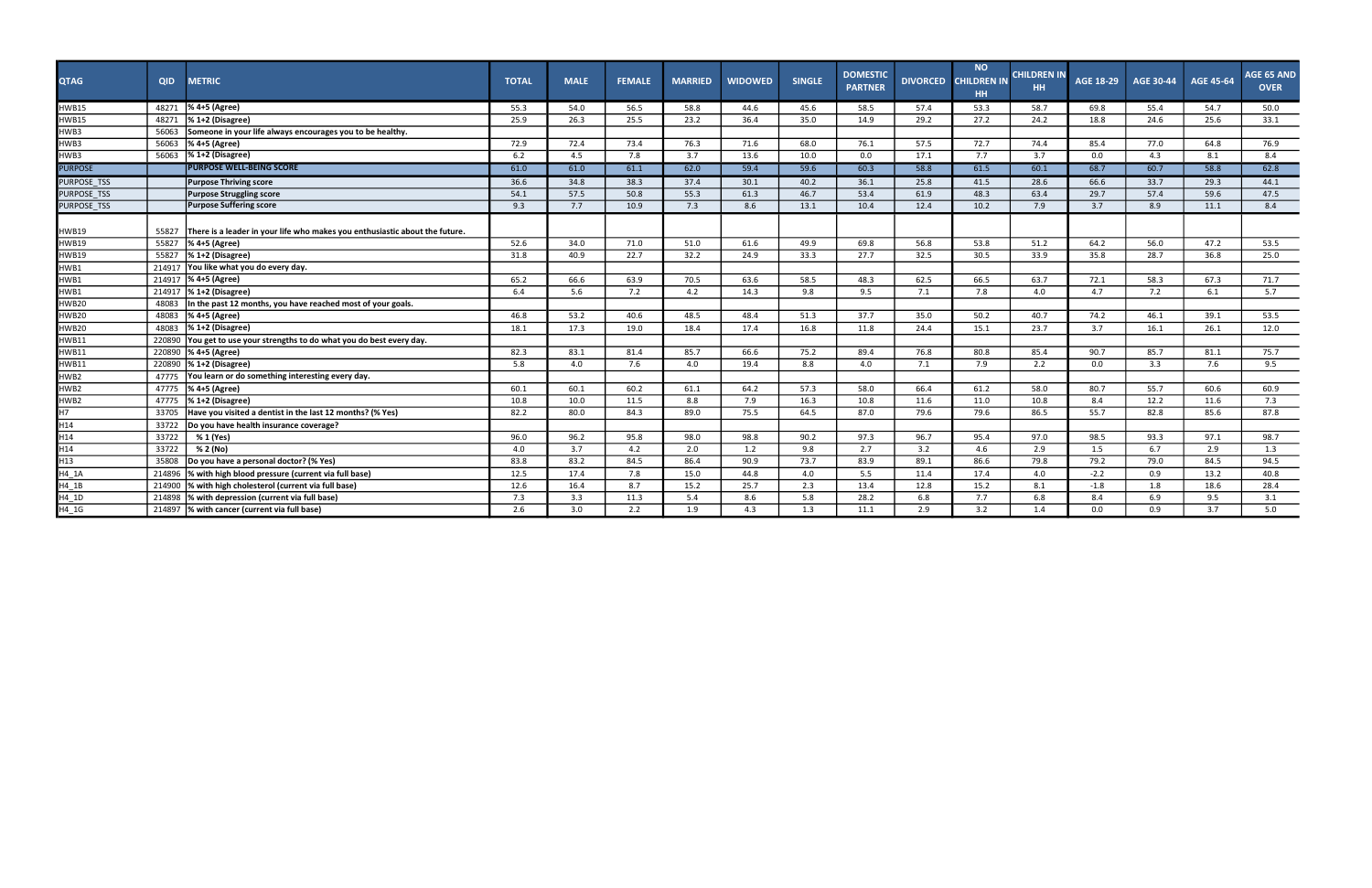| QTAG | QID | METRIC | TOTAL | MALE | FEMALE | MARRIED | WIDOWED | SINGLE | DOMESTIC PARTNER | DIVORCED | NO CHILDREN IN HH | CHILDREN IN HH | AGE 18-29 | AGE 30-44 | AGE 45-64 | AGE 65 AND OVER |
|---|---|---|---|---|---|---|---|---|---|---|---|---|---|---|---|---|
| HWB15 | 48271 | % 4+5 (Agree) | 55.3 | 54.0 | 56.5 | 58.8 | 44.6 | 45.6 | 58.5 | 57.4 | 53.3 | 58.7 | 69.8 | 55.4 | 54.7 | 50.0 |
| HWB15 | 48271 | % 1+2 (Disagree) | 25.9 | 26.3 | 25.5 | 23.2 | 36.4 | 35.0 | 14.9 | 29.2 | 27.2 | 24.2 | 18.8 | 24.6 | 25.6 | 33.1 |
| HWB3 | 56063 | Someone in your life always encourages you to be healthy. | | | | | | | | | | | | | | |
| HWB3 | 56063 | % 4+5 (Agree) | 72.9 | 72.4 | 73.4 | 76.3 | 71.6 | 68.0 | 76.1 | 57.5 | 72.7 | 74.4 | 85.4 | 77.0 | 64.8 | 76.9 |
| HWB3 | 56063 | % 1+2 (Disagree) | 6.2 | 4.5 | 7.8 | 3.7 | 13.6 | 10.0 | 0.0 | 17.1 | 7.7 | 3.7 | 0.0 | 4.3 | 8.1 | 8.4 |
| PURPOSE | | PURPOSE WELL-BEING SCORE | 61.0 | 61.0 | 61.1 | 62.0 | 59.4 | 59.6 | 60.3 | 58.8 | 61.5 | 60.1 | 68.7 | 60.7 | 58.8 | 62.8 |
| PURPOSE_TSS | | Purpose Thriving score | 36.6 | 34.8 | 38.3 | 37.4 | 30.1 | 40.2 | 36.1 | 25.8 | 41.5 | 28.6 | 66.6 | 33.7 | 29.3 | 44.1 |
| PURPOSE_TSS | | Purpose Struggling score | 54.1 | 57.5 | 50.8 | 55.3 | 61.3 | 46.7 | 53.4 | 61.9 | 48.3 | 63.4 | 29.7 | 57.4 | 59.6 | 47.5 |
| PURPOSE_TSS | | Purpose Suffering score | 9.3 | 7.7 | 10.9 | 7.3 | 8.6 | 13.1 | 10.4 | 12.4 | 10.2 | 7.9 | 3.7 | 8.9 | 11.1 | 8.4 |
| HWB19 | 55827 | There is a leader in your life who makes you enthusiastic about the future. | | | | | | | | | | | | | | |
| HWB19 | 55827 | % 4+5 (Agree) | 52.6 | 34.0 | 71.0 | 51.0 | 61.6 | 49.9 | 69.8 | 56.8 | 53.8 | 51.2 | 64.2 | 56.0 | 47.2 | 53.5 |
| HWB19 | 55827 | % 1+2 (Disagree) | 31.8 | 40.9 | 22.7 | 32.2 | 24.9 | 33.3 | 27.7 | 32.5 | 30.5 | 33.9 | 35.8 | 28.7 | 36.8 | 25.0 |
| HWB1 | 214917 | You like what you do every day. | | | | | | | | | | | | | | |
| HWB1 | 214917 | % 4+5 (Agree) | 65.2 | 66.6 | 63.9 | 70.5 | 63.6 | 58.5 | 48.3 | 62.5 | 66.5 | 63.7 | 72.1 | 58.3 | 67.3 | 71.7 |
| HWB1 | 214917 | % 1+2 (Disagree) | 6.4 | 5.6 | 7.2 | 4.2 | 14.3 | 9.8 | 9.5 | 7.1 | 7.8 | 4.0 | 4.7 | 7.2 | 6.1 | 5.7 |
| HWB20 | 48083 | In the past 12 months, you have reached most of your goals. | | | | | | | | | | | | | | |
| HWB20 | 48083 | % 4+5 (Agree) | 46.8 | 53.2 | 40.6 | 48.5 | 48.4 | 51.3 | 37.7 | 35.0 | 50.2 | 40.7 | 74.2 | 46.1 | 39.1 | 53.5 |
| HWB20 | 48083 | % 1+2 (Disagree) | 18.1 | 17.3 | 19.0 | 18.4 | 17.4 | 16.8 | 11.8 | 24.4 | 15.1 | 23.7 | 3.7 | 16.1 | 26.1 | 12.0 |
| HWB11 | 220890 | You get to use your strengths to do what you do best every day. | | | | | | | | | | | | | | |
| HWB11 | 220890 | % 4+5 (Agree) | 82.3 | 83.1 | 81.4 | 85.7 | 66.6 | 75.2 | 89.4 | 76.8 | 80.8 | 85.4 | 90.7 | 85.7 | 81.1 | 75.7 |
| HWB11 | 220890 | % 1+2 (Disagree) | 5.8 | 4.0 | 7.6 | 4.0 | 19.4 | 8.8 | 4.0 | 7.1 | 7.9 | 2.2 | 0.0 | 3.3 | 7.6 | 9.5 |
| HWB2 | 47775 | You learn or do something interesting every day. | | | | | | | | | | | | | | |
| HWB2 | 47775 | % 4+5 (Agree) | 60.1 | 60.1 | 60.2 | 61.1 | 64.2 | 57.3 | 58.0 | 66.4 | 61.2 | 58.0 | 80.7 | 55.7 | 60.6 | 60.9 |
| HWB2 | 47775 | % 1+2 (Disagree) | 10.8 | 10.0 | 11.5 | 8.8 | 7.9 | 16.3 | 10.8 | 11.6 | 11.0 | 10.8 | 8.4 | 12.2 | 11.6 | 7.3 |
| H7 | 33705 | Have you visited a dentist in the last 12 months? (% Yes) | 82.2 | 80.0 | 84.3 | 89.0 | 75.5 | 64.5 | 87.0 | 79.6 | 79.6 | 86.5 | 55.7 | 82.8 | 85.6 | 87.8 |
| H14 | 33722 | Do you have health insurance coverage? | | | | | | | | | | | | | | |
| H14 | 33722 | % 1 (Yes) | 96.0 | 96.2 | 95.8 | 98.0 | 98.8 | 90.2 | 97.3 | 96.7 | 95.4 | 97.0 | 98.5 | 93.3 | 97.1 | 98.7 |
| H14 | 33722 | % 2 (No) | 4.0 | 3.7 | 4.2 | 2.0 | 1.2 | 9.8 | 2.7 | 3.2 | 4.6 | 2.9 | 1.5 | 6.7 | 2.9 | 1.3 |
| H13 | 35808 | Do you have a personal doctor? (% Yes) | 83.8 | 83.2 | 84.5 | 86.4 | 90.9 | 73.7 | 83.9 | 89.1 | 86.6 | 79.8 | 79.2 | 79.0 | 84.5 | 94.5 |
| H4_1A | 214896 | % with high blood pressure (current via full base) | 12.5 | 17.4 | 7.8 | 15.0 | 44.8 | 4.0 | 5.5 | 11.4 | 17.4 | 4.0 | -2.2 | 0.9 | 13.2 | 40.8 |
| H4_1B | 214900 | % with high cholesterol (current via full base) | 12.6 | 16.4 | 8.7 | 15.2 | 25.7 | 2.3 | 13.4 | 12.8 | 15.2 | 8.1 | -1.8 | 1.8 | 18.6 | 28.4 |
| H4_1D | 214898 | % with depression (current via full base) | 7.3 | 3.3 | 11.3 | 5.4 | 8.6 | 5.8 | 28.2 | 6.8 | 7.7 | 6.8 | 8.4 | 6.9 | 9.5 | 3.1 |
| H4_1G | 214897 | % with cancer (current via full base) | 2.6 | 3.0 | 2.2 | 1.9 | 4.3 | 1.3 | 11.1 | 2.9 | 3.2 | 1.4 | 0.0 | 0.9 | 3.7 | 5.0 |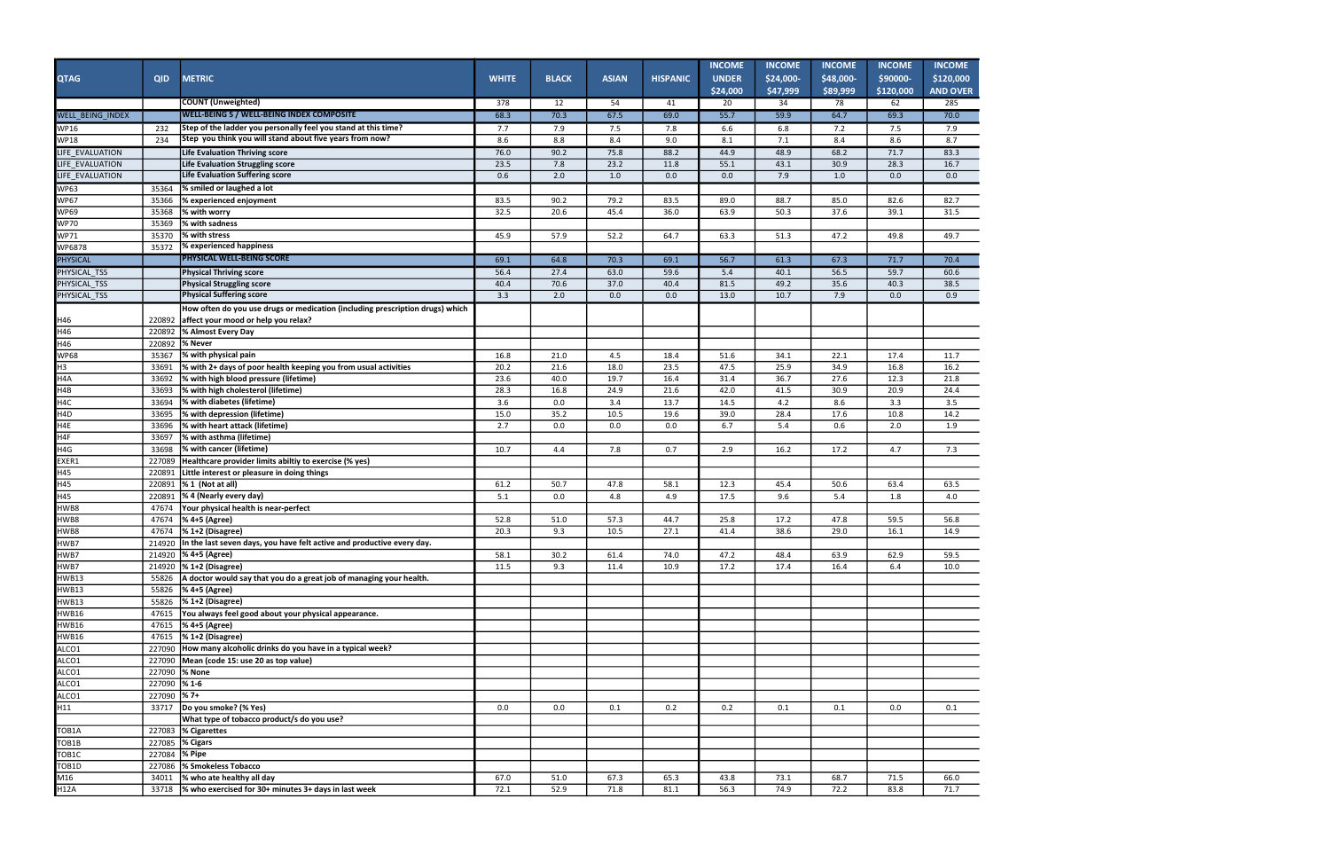| QTAG | QID | METRIC | WHITE | BLACK | ASIAN | HISPANIC | INCOME UNDER $24,000 | INCOME $24,000-$47,999 | INCOME $48,000-$89,999 | INCOME $90000-$120,000 | INCOME $120,000 AND OVER |
|---|---|---|---|---|---|---|---|---|---|---|---|
| | | **COUNT (Unweighted)** | 378 | 12 | 54 | 41 | 20 | 34 | 78 | 62 | 285 |
| WELL_BEING_INDEX | | **WELL-BEING 5 / WELL-BEING INDEX COMPOSITE** | 68.3 | 70.3 | 67.5 | 69.0 | 55.7 | 59.9 | 64.7 | 69.3 | 70.0 |
| WP16 | 232 | **Step of the ladder you personally feel you stand at this time?** | 7.7 | 7.9 | 7.5 | 7.8 | 6.6 | 6.8 | 7.2 | 7.5 | 7.9 |
| WP18 | 234 | **Step you think you will stand about five years from now?** | 8.6 | 8.8 | 8.4 | 9.0 | 8.1 | 7.1 | 8.4 | 8.6 | 8.7 |
| LIFE_EVALUATION | | **Life Evaluation Thriving score** | 76.0 | 90.2 | 75.8 | 88.2 | 44.9 | 48.9 | 68.2 | 71.7 | 83.3 |
| LIFE_EVALUATION | | **Life Evaluation Struggling score** | 23.5 | 7.8 | 23.2 | 11.8 | 55.1 | 43.1 | 30.9 | 28.3 | 16.7 |
| LIFE_EVALUATION | | **Life Evaluation Suffering score** | 0.6 | 2.0 | 1.0 | 0.0 | 0.0 | 7.9 | 1.0 | 0.0 | 0.0 |
| WP63 | 35364 | **% smiled or laughed a lot** | | | | | | | | | |
| WP67 | 35366 | **% experienced enjoyment** | 83.5 | 90.2 | 79.2 | 83.5 | 89.0 | 88.7 | 85.0 | 82.6 | 82.7 |
| WP69 | 35368 | **% with worry** | 32.5 | 20.6 | 45.4 | 36.0 | 63.9 | 50.3 | 37.6 | 39.1 | 31.5 |
| WP70 | 35369 | **% with sadness** | | | | | | | | | |
| WP71 | 35370 | **% with stress** | 45.9 | 57.9 | 52.2 | 64.7 | 63.3 | 51.3 | 47.2 | 49.8 | 49.7 |
| WP6878 | 35372 | **% experienced happiness** | | | | | | | | | |
| PHYSICAL | | **PHYSICAL WELL-BEING SCORE** | 69.1 | 64.8 | 70.3 | 69.1 | 56.7 | 61.3 | 67.3 | 71.7 | 70.4 |
| PHYSICAL_TSS | | **Physical Thriving score** | 56.4 | 27.4 | 63.0 | 59.6 | 5.4 | 40.1 | 56.5 | 59.7 | 60.6 |
| PHYSICAL_TSS | | **Physical Struggling score** | 40.4 | 70.6 | 37.0 | 40.4 | 81.5 | 49.2 | 35.6 | 40.3 | 38.5 |
| PHYSICAL_TSS | | **Physical Suffering score** | 3.3 | 2.0 | 0.0 | 0.0 | 13.0 | 10.7 | 7.9 | 0.0 | 0.9 |
| H46 | 220892 | **How often do you use drugs or medication (including prescription drugs) which affect your mood or help you relax?** | | | | | | | | | |
| H46 | 220892 | **% Almost Every Day** | | | | | | | | | |
| H46 | 220892 | **% Never** | | | | | | | | | |
| WP68 | 35367 | **% with physical pain** | 16.8 | 21.0 | 4.5 | 18.4 | 51.6 | 34.1 | 22.1 | 17.4 | 11.7 |
| H3 | 33691 | **% with 2+ days of poor health keeping you from usual activities** | 20.2 | 21.6 | 18.0 | 23.5 | 47.5 | 25.9 | 34.9 | 16.8 | 16.2 |
| H4A | 33692 | **% with high blood pressure (lifetime)** | 23.6 | 40.0 | 19.7 | 16.4 | 31.4 | 36.7 | 27.6 | 12.3 | 21.8 |
| H4B | 33693 | **% with high cholesterol (lifetime)** | 28.3 | 16.8 | 24.9 | 21.6 | 42.0 | 41.5 | 30.9 | 20.9 | 24.4 |
| H4C | 33694 | **% with diabetes (lifetime)** | 3.6 | 0.0 | 3.4 | 13.7 | 14.5 | 4.2 | 8.6 | 3.3 | 3.5 |
| H4D | 33695 | **% with depression (lifetime)** | 15.0 | 35.2 | 10.5 | 19.6 | 39.0 | 28.4 | 17.6 | 10.8 | 14.2 |
| H4E | 33696 | **% with heart attack (lifetime)** | 2.7 | 0.0 | 0.0 | 0.0 | 6.7 | 5.4 | 0.6 | 2.0 | 1.9 |
| H4F | 33697 | **% with asthma (lifetime)** | | | | | | | | | |
| H4G | 33698 | **% with cancer (lifetime)** | 10.7 | 4.4 | 7.8 | 0.7 | 2.9 | 16.2 | 17.2 | 4.7 | 7.3 |
| EXER1 | 227089 | **Healthcare provider limits abiltiy to exercise (% yes)** | | | | | | | | | |
| H45 | 220891 | **Little interest or pleasure in doing things** | | | | | | | | | |
| H45 | 220891 | **% 1 (Not at all)** | 61.2 | 50.7 | 47.8 | 58.1 | 12.3 | 45.4 | 50.6 | 63.4 | 63.5 |
| H45 | 220891 | **% 4 (Nearly every day)** | 5.1 | 0.0 | 4.8 | 4.9 | 17.5 | 9.6 | 5.4 | 1.8 | 4.0 |
| HWB8 | 47674 | **Your physical health is near-perfect** | | | | | | | | | |
| HWB8 | 47674 | **% 4+5 (Agree)** | 52.8 | 51.0 | 57.3 | 44.7 | 25.8 | 17.2 | 47.8 | 59.5 | 56.8 |
| HWB8 | 47674 | **% 1+2 (Disagree)** | 20.3 | 9.3 | 10.5 | 27.1 | 41.4 | 38.6 | 29.0 | 16.1 | 14.9 |
| HWB7 | 214920 | **In the last seven days, you have felt active and productive every day.** | | | | | | | | | |
| HWB7 | 214920 | **% 4+5 (Agree)** | 58.1 | 30.2 | 61.4 | 74.0 | 47.2 | 48.4 | 63.9 | 62.9 | 59.5 |
| HWB7 | 214920 | **% 1+2 (Disagree)** | 11.5 | 9.3 | 11.4 | 10.9 | 17.2 | 17.4 | 16.4 | 6.4 | 10.0 |
| HWB13 | 55826 | **A doctor would say that you do a great job of managing your health.** | | | | | | | | | |
| HWB13 | 55826 | **% 4+5 (Agree)** | | | | | | | | | |
| HWB13 | 55826 | **% 1+2 (Disagree)** | | | | | | | | | |
| HWB16 | 47615 | **You always feel good about your physical appearance.** | | | | | | | | | |
| HWB16 | 47615 | **% 4+5 (Agree)** | | | | | | | | | |
| HWB16 | 47615 | **% 1+2 (Disagree)** | | | | | | | | | |
| ALCO1 | 227090 | **How many alcoholic drinks do you have in a typical week?** | | | | | | | | | |
| ALCO1 | 227090 | **Mean (code 15: use 20 as top value)** | | | | | | | | | |
| ALCO1 | 227090 | **% None** | | | | | | | | | |
| ALCO1 | 227090 | **% 1-6** | | | | | | | | | |
| ALCO1 | 227090 | **% 7+** | | | | | | | | | |
| H11 | 33717 | **Do you smoke? (% Yes)** | 0.0 | 0.0 | 0.1 | 0.2 | 0.2 | 0.1 | 0.1 | 0.0 | 0.1 |
| | | **What type of tobacco product/s do you use?** | | | | | | | | | |
| TOB1A | 227083 | **% Cigarettes** | | | | | | | | | |
| TOB1B | 227085 | **% Cigars** | | | | | | | | | |
| TOB1C | 227084 | **% Pipe** | | | | | | | | | |
| TOB1D | 227086 | **% Smokeless Tobacco** | | | | | | | | | |
| M16 | 34011 | **% who ate healthy all day** | 67.0 | 51.0 | 67.3 | 65.3 | 43.8 | 73.1 | 68.7 | 71.5 | 66.0 |
| H12A | 33718 | **% who exercised for 30+ minutes 3+ days in last week** | 72.1 | 52.9 | 71.8 | 81.1 | 56.3 | 74.9 | 72.2 | 83.8 | 71.7 |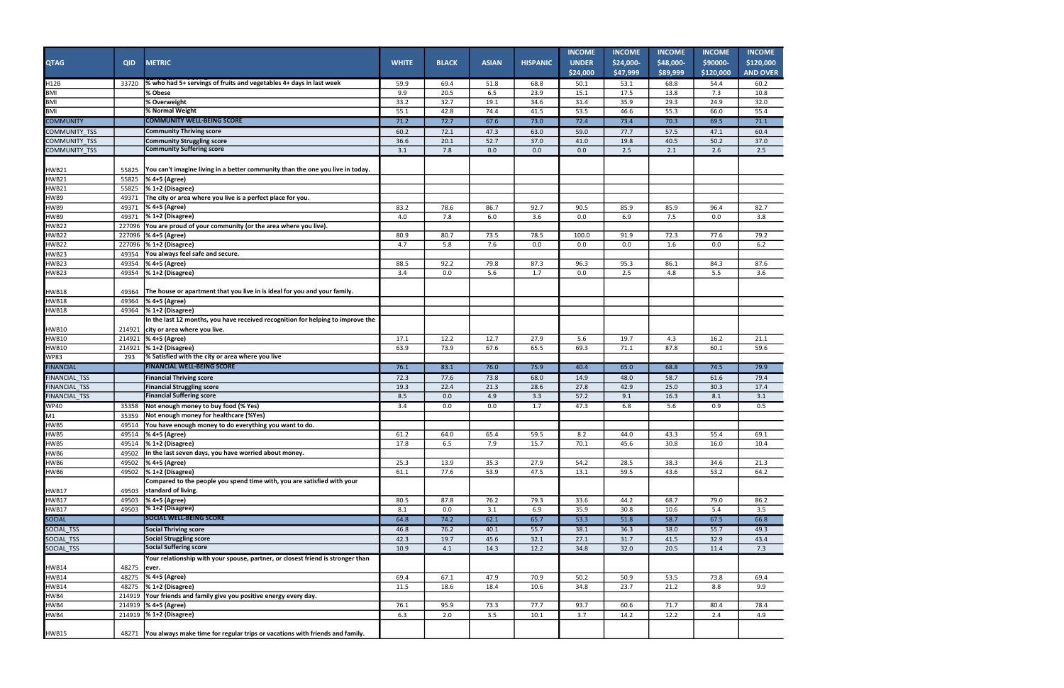| QTAG | QID | METRIC | WHITE | BLACK | ASIAN | HISPANIC | INCOME UNDER \$24,000 | INCOME \$24,000-\$47,999 | INCOME \$48,000-\$89,999 | INCOME \$90000-\$120,000 | INCOME \$120,000 AND OVER |
|---|---|---|---|---|---|---|---|---|---|---|---|
| H12B | 33720 | % who had 5+ servings of fruits and vegetables 4+ days in last week | 59.9 | 69.4 | 51.8 | 68.8 | 50.1 | 53.1 | 68.8 | 54.4 | 60.2 |
| BMI | | % Obese | 9.9 | 20.5 | 6.5 | 23.9 | 15.1 | 17.5 | 13.8 | 7.3 | 10.8 |
| BMI | | % Overweight | 33.2 | 32.7 | 19.1 | 34.6 | 31.4 | 35.9 | 29.3 | 24.9 | 32.0 |
| BMI | | % Normal Weight | 55.1 | 42.8 | 74.4 | 41.5 | 53.5 | 46.6 | 55.3 | 66.0 | 55.4 |
| COMMUNITY | | **COMMUNITY WELL-BEING SCORE** | 71.2 | 72.7 | 67.6 | 73.0 | 72.4 | 73.4 | 70.3 | 69.5 | 71.1 |
| COMMUNITY_TSS | | Community Thriving score | 60.2 | 72.1 | 47.3 | 63.0 | 59.0 | 77.7 | 57.5 | 47.1 | 60.4 |
| COMMUNITY_TSS | | Community Struggling score | 36.6 | 20.1 | 52.7 | 37.0 | 41.0 | 19.8 | 40.5 | 50.2 | 37.0 |
| COMMUNITY_TSS | | Community Suffering score | 3.1 | 7.8 | 0.0 | 0.0 | 0.0 | 2.5 | 2.1 | 2.6 | 2.5 |
| HWB21 | 55825 | You can't imagine living in a better community than the one you live in today. | | | | | | | | | |
| HWB21 | 55825 | % 4+5 (Agree) | | | | | | | | | |
| HWB21 | 55825 | % 1+2 (Disagree) | | | | | | | | | |
| HWB9 | 49371 | The city or area where you live is a perfect place for you. | | | | | | | | | |
| HWB9 | 49371 | % 4+5 (Agree) | 83.2 | 78.6 | 86.7 | 92.7 | 90.5 | 85.9 | 85.9 | 96.4 | 82.7 |
| HWB9 | 49371 | % 1+2 (Disagree) | 4.0 | 7.8 | 6.0 | 3.6 | 0.0 | 6.9 | 7.5 | 0.0 | 3.8 |
| HWB22 | 227096 | You are proud of your community (or the area where you live). | | | | | | | | | |
| HWB22 | 227096 | % 4+5 (Agree) | 80.9 | 80.7 | 73.5 | 78.5 | 100.0 | 91.9 | 72.3 | 77.6 | 79.2 |
| HWB22 | 227096 | % 1+2 (Disagree) | 4.7 | 5.8 | 7.6 | 0.0 | 0.0 | 0.0 | 1.6 | 0.0 | 6.2 |
| HWB23 | 49354 | You always feel safe and secure. | | | | | | | | | |
| HWB23 | 49354 | % 4+5 (Agree) | 88.5 | 92.2 | 79.8 | 87.3 | 96.3 | 95.3 | 86.1 | 84.3 | 87.6 |
| HWB23 | 49354 | % 1+2 (Disagree) | 3.4 | 0.0 | 5.6 | 1.7 | 0.0 | 2.5 | 4.8 | 5.5 | 3.6 |
| HWB18 | 49364 | The house or apartment that you live in is ideal for you and your family. | | | | | | | | | |
| HWB18 | 49364 | % 4+5 (Agree) | | | | | | | | | |
| HWB18 | 49364 | % 1+2 (Disagree) | | | | | | | | | |
| HWB10 | 214921 | In the last 12 months, you have received recognition for helping to improve the city or area where you live. | | | | | | | | | |
| HWB10 | 214921 | % 4+5 (Agree) | 17.1 | 12.2 | 12.7 | 27.9 | 5.6 | 19.7 | 4.3 | 16.2 | 21.1 |
| HWB10 | 214921 | % 1+2 (Disagree) | 63.9 | 73.9 | 67.6 | 65.5 | 69.3 | 71.1 | 87.8 | 60.1 | 59.6 |
| WP83 | 293 | % Satisfied with the city or area where you live | | | | | | | | | |
| FINANCIAL | | **FINANCIAL WELL-BEING SCORE** | 76.1 | 83.1 | 76.0 | 75.9 | 40.4 | 65.0 | 68.8 | 74.5 | 79.9 |
| FINANCIAL_TSS | | Financial Thriving score | 72.3 | 77.6 | 73.8 | 68.0 | 14.9 | 48.0 | 58.7 | 61.6 | 79.4 |
| FINANCIAL_TSS | | Financial Struggling score | 19.3 | 22.4 | 21.3 | 28.6 | 27.8 | 42.9 | 25.0 | 30.3 | 17.4 |
| FINANCIAL_TSS | | Financial Suffering score | 8.5 | 0.0 | 4.9 | 3.3 | 57.2 | 9.1 | 16.3 | 8.1 | 3.1 |
| WP40 | 35358 | Not enough money to buy food (% Yes) | 3.4 | 0.0 | 0.0 | 1.7 | 47.3 | 6.8 | 5.6 | 0.9 | 0.5 |
| M1 | 35359 | Not enough money for healthcare (%Yes) | | | | | | | | | |
| HWB5 | 49514 | You have enough money to do everything you want to do. | | | | | | | | | |
| HWB5 | 49514 | % 4+5 (Agree) | 61.2 | 64.0 | 65.4 | 59.5 | 8.2 | 44.0 | 43.3 | 55.4 | 69.1 |
| HWB5 | 49514 | % 1+2 (Disagree) | 17.8 | 6.5 | 7.9 | 15.7 | 70.1 | 45.6 | 30.8 | 16.0 | 10.4 |
| HWB6 | 49502 | In the last seven days, you have worried about money. | | | | | | | | | |
| HWB6 | 49502 | % 4+5 (Agree) | 25.3 | 13.9 | 35.3 | 27.9 | 54.2 | 28.5 | 38.3 | 34.6 | 21.3 |
| HWB6 | 49502 | % 1+2 (Disagree) | 61.1 | 77.6 | 53.9 | 47.5 | 13.1 | 59.5 | 43.6 | 53.2 | 64.2 |
| HWB17 | 49503 | Compared to the people you spend time with, you are satisfied with your standard of living. | | | | | | | | | |
| HWB17 | 49503 | % 4+5 (Agree) | 80.5 | 87.8 | 76.2 | 79.3 | 33.6 | 44.2 | 68.7 | 79.0 | 86.2 |
| HWB17 | 49503 | % 1+2 (Disagree) | 8.1 | 0.0 | 3.1 | 6.9 | 35.9 | 30.8 | 10.6 | 5.4 | 3.5 |
| SOCIAL | | **SOCIAL WELL-BEING SCORE** | 64.8 | 74.2 | 62.1 | 65.7 | 53.3 | 51.8 | 58.7 | 67.5 | 66.8 |
| SOCIAL_TSS | | Social Thriving score | 46.8 | 76.2 | 40.1 | 55.7 | 38.1 | 36.3 | 38.0 | 55.7 | 49.3 |
| SOCIAL_TSS | | Social Struggling score | 42.3 | 19.7 | 45.6 | 32.1 | 27.1 | 31.7 | 41.5 | 32.9 | 43.4 |
| SOCIAL_TSS | | Social Suffering score | 10.9 | 4.1 | 14.3 | 12.2 | 34.8 | 32.0 | 20.5 | 11.4 | 7.3 |
| HWB14 | 48275 | Your relationship with your spouse, partner, or closest friend is stronger than ever. | | | | | | | | | |
| HWB14 | 48275 | % 4+5 (Agree) | 69.4 | 67.1 | 47.9 | 70.9 | 50.2 | 50.9 | 53.5 | 73.8 | 69.4 |
| HWB14 | 48275 | % 1+2 (Disagree) | 11.5 | 18.6 | 18.4 | 10.6 | 34.8 | 23.7 | 21.2 | 8.8 | 9.9 |
| HWB4 | 214919 | Your friends and family give you positive energy every day. | | | | | | | | | |
| HWB4 | 214919 | % 4+5 (Agree) | 76.1 | 95.9 | 73.3 | 77.7 | 93.7 | 60.6 | 71.7 | 80.4 | 78.4 |
| HWB4 | 214919 | % 1+2 (Disagree) | 6.3 | 2.0 | 3.5 | 10.1 | 3.7 | 14.2 | 12.2 | 2.4 | 4.9 |
| HWB15 | 48271 | You always make time for regular trips or vacations with friends and family. | | | | | | | | | |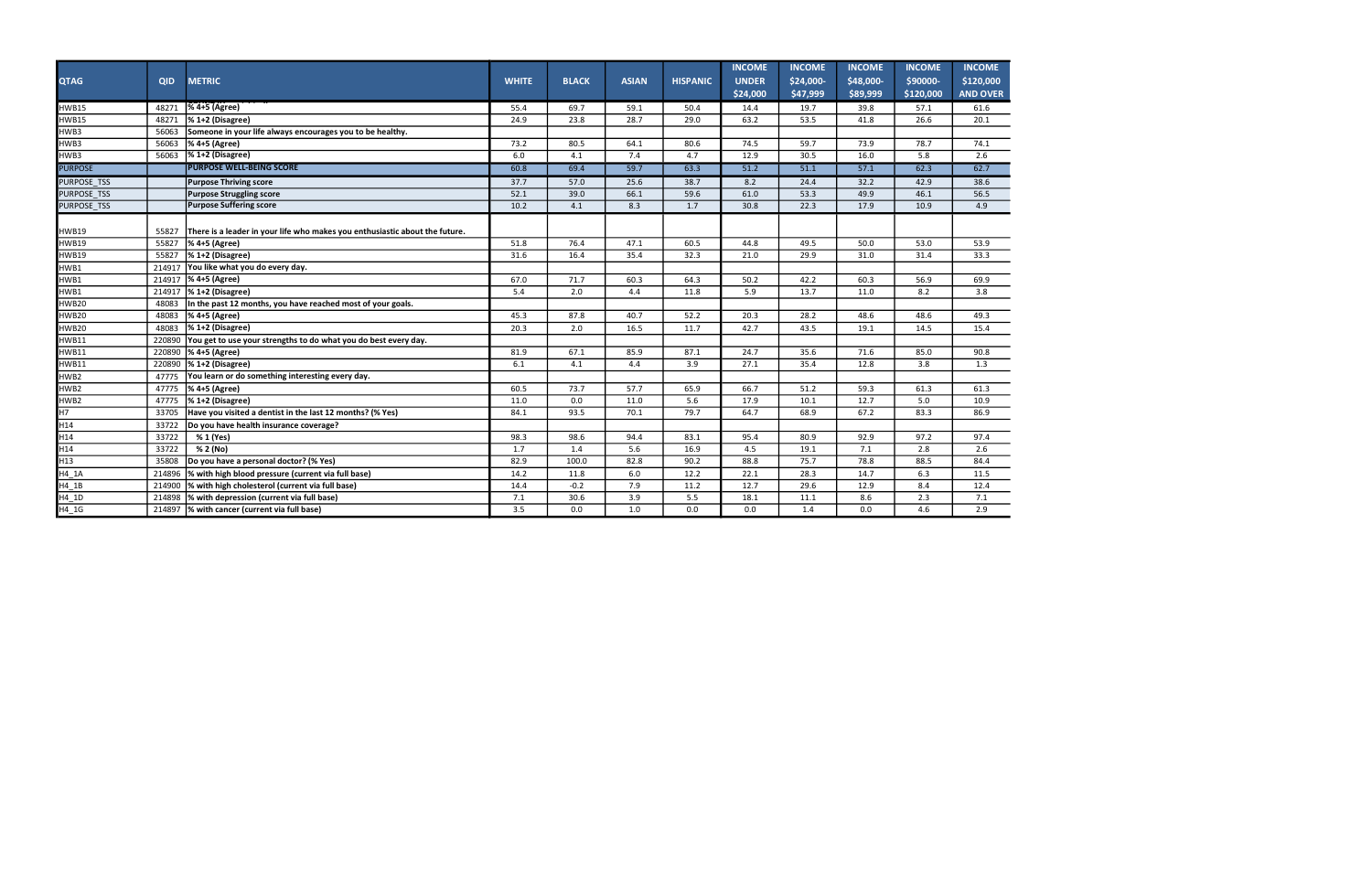| QTAG | QID | METRIC | WHITE | BLACK | ASIAN | HISPANIC | INCOME UNDER $24,000 | INCOME $24,000-$47,999 | INCOME $48,000-$89,999 | INCOME $90000-$120,000 | INCOME $120,000 AND OVER |
|---|---|---|---|---|---|---|---|---|---|---|---|
| HWB15 | 48271 | % 4+5 (Agree) | 55.4 | 69.7 | 59.1 | 50.4 | 14.4 | 19.7 | 39.8 | 57.1 | 61.6 |
| HWB15 | 48271 | % 1+2 (Disagree) | 24.9 | 23.8 | 28.7 | 29.0 | 63.2 | 53.5 | 41.8 | 26.6 | 20.1 |
| HWB3 | 56063 | Someone in your life always encourages you to be healthy. | | | | | | | | | |
| HWB3 | 56063 | % 4+5 (Agree) | 73.2 | 80.5 | 64.1 | 80.6 | 74.5 | 59.7 | 73.9 | 78.7 | 74.1 |
| HWB3 | 56063 | % 1+2 (Disagree) | 6.0 | 4.1 | 7.4 | 4.7 | 12.9 | 30.5 | 16.0 | 5.8 | 2.6 |
| PURPOSE | | PURPOSE WELL-BEING SCORE | 60.8 | 69.4 | 59.7 | 63.3 | 51.2 | 51.1 | 57.1 | 62.3 | 62.7 |
| PURPOSE_TSS | | Purpose Thriving score | 37.7 | 57.0 | 25.6 | 38.7 | 8.2 | 24.4 | 32.2 | 42.9 | 38.6 |
| PURPOSE_TSS | | Purpose Struggling score | 52.1 | 39.0 | 66.1 | 59.6 | 61.0 | 53.3 | 49.9 | 46.1 | 56.5 |
| PURPOSE_TSS | | Purpose Suffering score | 10.2 | 4.1 | 8.3 | 1.7 | 30.8 | 22.3 | 17.9 | 10.9 | 4.9 |
| HWB19 | 55827 | There is a leader in your life who makes you enthusiastic about the future. | | | | | | | | | |
| HWB19 | 55827 | % 4+5 (Agree) | 51.8 | 76.4 | 47.1 | 60.5 | 44.8 | 49.5 | 50.0 | 53.0 | 53.9 |
| HWB19 | 55827 | % 1+2 (Disagree) | 31.6 | 16.4 | 35.4 | 32.3 | 21.0 | 29.9 | 31.0 | 31.4 | 33.3 |
| HWB1 | 214917 | You like what you do every day. | | | | | | | | | |
| HWB1 | 214917 | % 4+5 (Agree) | 67.0 | 71.7 | 60.3 | 64.3 | 50.2 | 42.2 | 60.3 | 56.9 | 69.9 |
| HWB1 | 214917 | % 1+2 (Disagree) | 5.4 | 2.0 | 4.4 | 11.8 | 5.9 | 13.7 | 11.0 | 8.2 | 3.8 |
| HWB20 | 48083 | In the past 12 months, you have reached most of your goals. | | | | | | | | | |
| HWB20 | 48083 | % 4+5 (Agree) | 45.3 | 87.8 | 40.7 | 52.2 | 20.3 | 28.2 | 48.6 | 48.6 | 49.3 |
| HWB20 | 48083 | % 1+2 (Disagree) | 20.3 | 2.0 | 16.5 | 11.7 | 42.7 | 43.5 | 19.1 | 14.5 | 15.4 |
| HWB11 | 220890 | You get to use your strengths to do what you do best every day. | | | | | | | | | |
| HWB11 | 220890 | % 4+5 (Agree) | 81.9 | 67.1 | 85.9 | 87.1 | 24.7 | 35.6 | 71.6 | 85.0 | 90.8 |
| HWB11 | 220890 | % 1+2 (Disagree) | 6.1 | 4.1 | 4.4 | 3.9 | 27.1 | 35.4 | 12.8 | 3.8 | 1.3 |
| HWB2 | 47775 | You learn or do something interesting every day. | | | | | | | | | |
| HWB2 | 47775 | % 4+5 (Agree) | 60.5 | 73.7 | 57.7 | 65.9 | 66.7 | 51.2 | 59.3 | 61.3 | 61.3 |
| HWB2 | 47775 | % 1+2 (Disagree) | 11.0 | 0.0 | 11.0 | 5.6 | 17.9 | 10.1 | 12.7 | 5.0 | 10.9 |
| H7 | 33705 | Have you visited a dentist in the last 12 months? (% Yes) | 84.1 | 93.5 | 70.1 | 79.7 | 64.7 | 68.9 | 67.2 | 83.3 | 86.9 |
| H14 | 33722 | Do you have health insurance coverage? | | | | | | | | | |
| H14 | 33722 | % 1 (Yes) | 98.3 | 98.6 | 94.4 | 83.1 | 95.4 | 80.9 | 92.9 | 97.2 | 97.4 |
| H14 | 33722 | % 2 (No) | 1.7 | 1.4 | 5.6 | 16.9 | 4.5 | 19.1 | 7.1 | 2.8 | 2.6 |
| H13 | 35808 | Do you have a personal doctor? (% Yes) | 82.9 | 100.0 | 82.8 | 90.2 | 88.8 | 75.7 | 78.8 | 88.5 | 84.4 |
| H4_1A | 214896 | % with high blood pressure (current via full base) | 14.2 | 11.8 | 6.0 | 12.2 | 22.1 | 28.3 | 14.7 | 6.3 | 11.5 |
| H4_1B | 214900 | % with high cholesterol (current via full base) | 14.4 | -0.2 | 7.9 | 11.2 | 12.7 | 29.6 | 12.9 | 8.4 | 12.4 |
| H4_1D | 214898 | % with depression (current via full base) | 7.1 | 30.6 | 3.9 | 5.5 | 18.1 | 11.1 | 8.6 | 2.3 | 7.1 |
| H4_1G | 214897 | % with cancer (current via full base) | 3.5 | 0.0 | 1.0 | 0.0 | 0.0 | 1.4 | 0.0 | 4.6 | 2.9 |